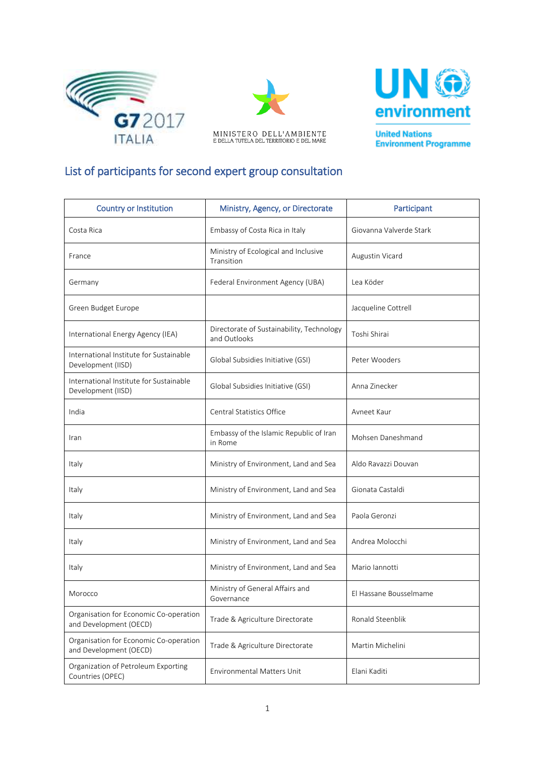## List of participants for second expert group consultation

| Country or Institution | Ministry, Agency, or Directorate | Participant |
|---|---|---|
| Costa Rica | Embassy of Costa Rica in Italy | Giovanna Valverde Stark |
| France | Ministry of Ecological and Inclusive Transition | Augustin Vicard |
| Germany | Federal Environment Agency (UBA) | Lea Köder |
| Green Budget Europe | | Jacqueline Cottrell |
| International Energy Agency (IEA) | Directorate of Sustainability, Technology and Outlooks | Toshi Shirai |
| International Institute for Sustainable Development (IISD) | Global Subsidies Initiative (GSI) | Peter Wooders |
| International Institute for Sustainable Development (IISD) | Global Subsidies Initiative (GSI) | Anna Zinecker |
| India | Central Statistics Office | Avneet Kaur |
| Iran | Embassy of the Islamic Republic of Iran in Rome | Mohsen Daneshmand |
| Italy | Ministry of Environment, Land and Sea | Aldo Ravazzi Douvan |
| Italy | Ministry of Environment, Land and Sea | Gionata Castaldi |
| Italy | Ministry of Environment, Land and Sea | Paola Geronzi |
| Italy | Ministry of Environment, Land and Sea | Andrea Molocchi |
| Italy | Ministry of Environment, Land and Sea | Mario Iannotti |
| Morocco | Ministry of General Affairs and Governance | El Hassane Bousselmame |
| Organisation for Economic Co-operation and Development (OECD) | Trade & Agriculture Directorate | Ronald Steenblik |
| Organisation for Economic Co-operation and Development (OECD) | Trade & Agriculture Directorate | Martin Michelini |
| Organization of Petroleum Exporting Countries (OPEC) | Environmental Matters Unit | Elani Kaditi |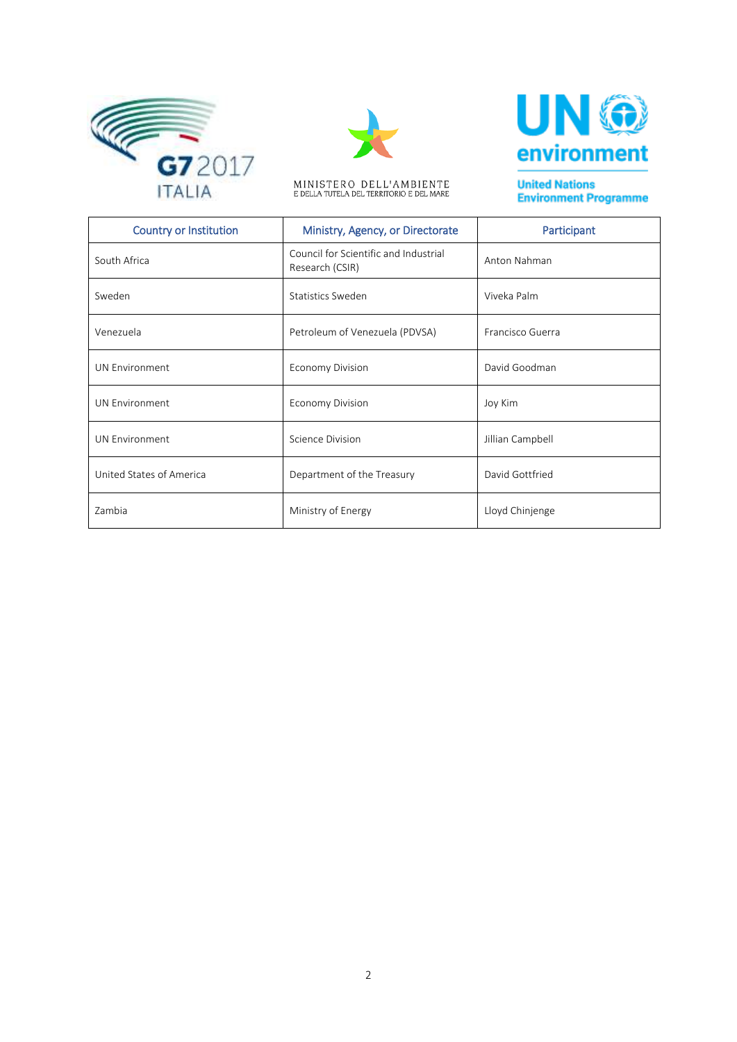G7 2017 ITALIA

MINISTERO DELL'AMBIENTE E DELLA TUTELA DEL TERRITORIO E DEL MARE

UN environment
United Nations Environment Programme

| Country or Institution | Ministry, Agency, or Directorate | Participant |
|---|---|---|
| South Africa | Council for Scientific and Industrial Research (CSIR) | Anton Nahman |
| Sweden | Statistics Sweden | Viveka Palm |
| Venezuela | Petroleum of Venezuela (PDVSA) | Francisco Guerra |
| UN Environment | Economy Division | David Goodman |
| UN Environment | Economy Division | Joy Kim |
| UN Environment | Science Division | Jillian Campbell |
| United States of America | Department of the Treasury | David Gottfried |
| Zambia | Ministry of Energy | Lloyd Chinjenge |